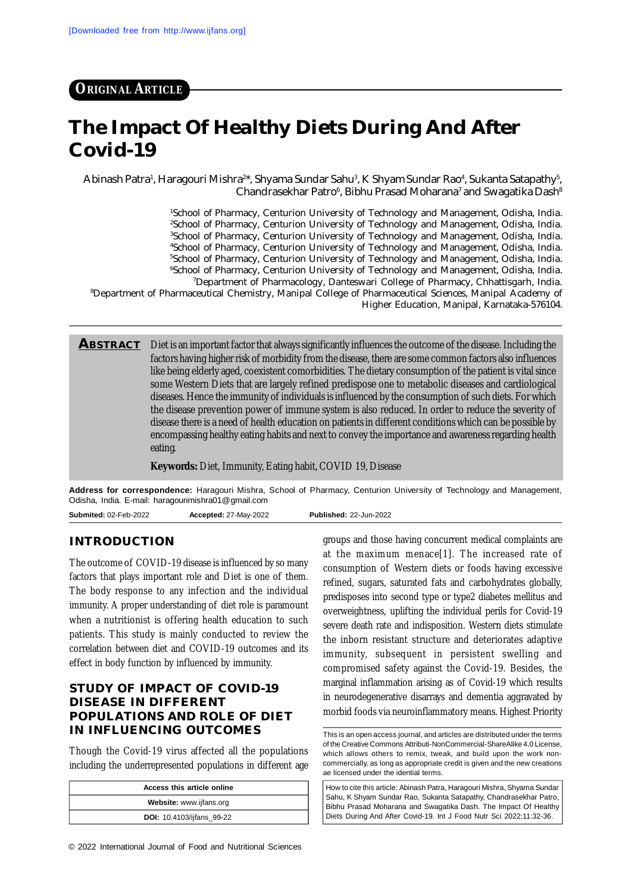[Downloaded free from http://www.ijfans.org]

**ORIGINAL ARTICLE**

# The Impact Of Healthy Diets During And After Covid-19

Abinash Patra[1], Haragouri Mishra[2]*, Shyama Sundar Sahu[3], K Shyam Sundar Rao[4], Sukanta Satapathy[5], Chandrasekhar Patro[6], Bibhu Prasad Moharana[7] and Swagatika Dash[8]

[1]School of Pharmacy, Centurion University of Technology and Management, Odisha, India.
[2]School of Pharmacy, Centurion University of Technology and Management, Odisha, India.
[3]School of Pharmacy, Centurion University of Technology and Management, Odisha, India.
[4]School of Pharmacy, Centurion University of Technology and Management, Odisha, India.
[5]School of Pharmacy, Centurion University of Technology and Management, Odisha, India.
[6]School of Pharmacy, Centurion University of Technology and Management, Odisha, India.
[7]Department of Pharmacology, Danteswari College of Pharmacy, Chhattisgarh, India.
[8]Department of Pharmaceutical Chemistry, Manipal College of Pharmaceutical Sciences, Manipal Academy of Higher Education, Manipal, Karnataka-576104.

**ABSTRACT** Diet is an important factor that always significantly influences the outcome of the disease. Including the factors having higher risk of morbidity from the disease, there are some common factors also influences like being elderly aged, coexistent comorbidities. The dietary consumption of the patient is vital since some Western Diets that are largely refined predispose one to metabolic diseases and cardiological diseases. Hence the immunity of individuals is influenced by the consumption of such diets. For which the disease prevention power of immune system is also reduced. In order to reduce the severity of disease there is a need of health education on patients in different conditions which can be possible by encompassing healthy eating habits and next to convey the importance and awareness regarding health eating.

**Keywords:** Diet, Immunity, Eating habit, COVID 19, Disease

**Address for correspondence:** Haragouri Mishra, School of Pharmacy, Centurion University of Technology and Management, Odisha, India. E-mail: haragourimishra01@gmail.com

**Submited:** 02-Feb-2022 **Accepted:** 27-May-2022 **Published:** 22-Jun-2022

## INTRODUCTION

The outcome of COVID-19 disease is influenced by so many factors that plays important role and Diet is one of them. The body response to any infection and the individual immunity. A proper understanding of diet role is paramount when a nutritionist is offering health education to such patients. This study is mainly conducted to review the correlation between diet and COVID-19 outcomes and its effect in body function by influenced by immunity.

## STUDY OF IMPACT OF COVID-19 DISEASE IN DIFFERENT POPULATIONS AND ROLE OF DIET IN INFLUENCING OUTCOMES

Though the Covid-19 virus affected all the populations including the underrepresented populations in different age groups and those having concurrent medical complaints are at the maximum menace[1]. The increased rate of consumption of Western diets or foods having excessive refined, sugars, saturated fats and carbohydrates globally, predisposes into second type or type2 diabetes mellitus and overweightness, uplifting the individual perils for Covid-19 severe death rate and indisposition. Western diets stimulate the inborn resistant structure and deteriorates adaptive immunity, subsequent in persistent swelling and compromised safety against the Covid-19. Besides, the marginal inflammation arising as of Covid-19 which results in neurodegenerative disarrays and dementia aggravated by morbid foods via neuroinflammatory means. Highest Priority

| Access this article online |
| --- |
| **Website:** www.ijfans.org |
| **DOI:** 10.4103/ijfans_99-22 |

This is an open access journal, and articles are distributed under the terms of the Creative Commons Attributi-NonCommercial-ShareAlike 4.0 License, which allows others to remix, tweak, and build upon the work non-commercially, as long as appropriate credit is given and the new creations ae licensed under the idential terms.

How to cite this article: Abinash Patra, Haragouri Mishra, Shyama Sundar Sahu, K Shyam Sundar Rao, Sukanta Satapathy, Chandrasekhar Patro, Bibhu Prasad Moharana and Swagatika Dash. The Impact Of Healthy Diets During And After Covid-19. Int J Food Nutr Sci 2022;11:32-36.

© 2022 International Journal of Food and Nutritional Sciences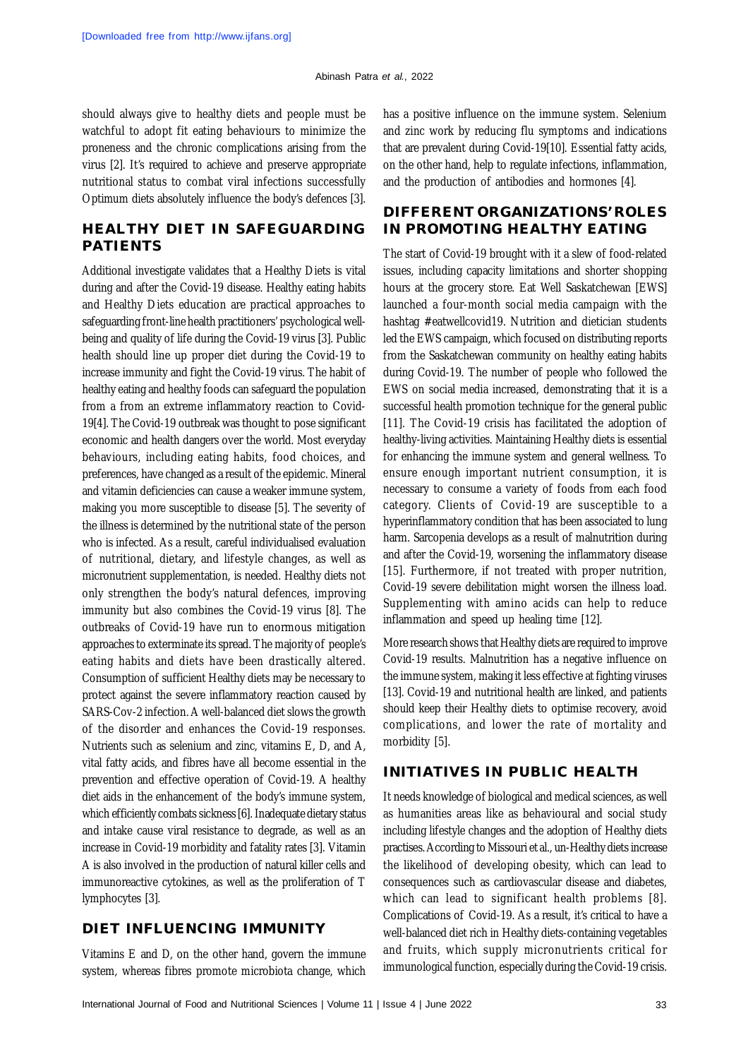should always give to healthy diets and people must be watchful to adopt fit eating behaviours to minimize the proneness and the chronic complications arising from the virus [2]. It's required to achieve and preserve appropriate nutritional status to combat viral infections successfully Optimum diets absolutely influence the body's defences [3].

## HEALTHY DIET IN SAFEGUARDING PATIENTS

Additional investigate validates that a Healthy Diets is vital during and after the Covid-19 disease. Healthy eating habits and Healthy Diets education are practical approaches to safeguarding front-line health practitioners' psychological well-being and quality of life during the Covid-19 virus [3]. Public health should line up proper diet during the Covid-19 to increase immunity and fight the Covid-19 virus. The habit of healthy eating and healthy foods can safeguard the population from a from an extreme inflammatory reaction to Covid-19[4]. The Covid-19 outbreak was thought to pose significant economic and health dangers over the world. Most everyday behaviours, including eating habits, food choices, and preferences, have changed as a result of the epidemic. Mineral and vitamin deficiencies can cause a weaker immune system, making you more susceptible to disease [5]. The severity of the illness is determined by the nutritional state of the person who is infected. As a result, careful individualised evaluation of nutritional, dietary, and lifestyle changes, as well as micronutrient supplementation, is needed. Healthy diets not only strengthen the body's natural defences, improving immunity but also combines the Covid-19 virus [8]. The outbreaks of Covid-19 have run to enormous mitigation approaches to exterminate its spread. The majority of people's eating habits and diets have been drastically altered. Consumption of sufficient Healthy diets may be necessary to protect against the severe inflammatory reaction caused by SARS-Cov-2 infection. A well-balanced diet slows the growth of the disorder and enhances the Covid-19 responses. Nutrients such as selenium and zinc, vitamins E, D, and A, vital fatty acids, and fibres have all become essential in the prevention and effective operation of Covid-19. A healthy diet aids in the enhancement of the body's immune system, which efficiently combats sickness [6]. Inadequate dietary status and intake cause viral resistance to degrade, as well as an increase in Covid-19 morbidity and fatality rates [3]. Vitamin A is also involved in the production of natural killer cells and immunoreactive cytokines, as well as the proliferation of T lymphocytes [3].

## DIET INFLUENCING IMMUNITY

Vitamins E and D, on the other hand, govern the immune system, whereas fibres promote microbiota change, which has a positive influence on the immune system. Selenium and zinc work by reducing flu symptoms and indications that are prevalent during Covid-19[10]. Essential fatty acids, on the other hand, help to regulate infections, inflammation, and the production of antibodies and hormones [4].

## DIFFERENT ORGANIZATIONS' ROLES IN PROMOTING HEALTHY EATING

The start of Covid-19 brought with it a slew of food-related issues, including capacity limitations and shorter shopping hours at the grocery store. Eat Well Saskatchewan [EWS] launched a four-month social media campaign with the hashtag #eatwellcovid19. Nutrition and dietician students led the EWS campaign, which focused on distributing reports from the Saskatchewan community on healthy eating habits during Covid-19. The number of people who followed the EWS on social media increased, demonstrating that it is a successful health promotion technique for the general public [11]. The Covid-19 crisis has facilitated the adoption of healthy-living activities. Maintaining Healthy diets is essential for enhancing the immune system and general wellness. To ensure enough important nutrient consumption, it is necessary to consume a variety of foods from each food category. Clients of Covid-19 are susceptible to a hyperinflammatory condition that has been associated to lung harm. Sarcopenia develops as a result of malnutrition during and after the Covid-19, worsening the inflammatory disease [15]. Furthermore, if not treated with proper nutrition, Covid-19 severe debilitation might worsen the illness load. Supplementing with amino acids can help to reduce inflammation and speed up healing time [12].

More research shows that Healthy diets are required to improve Covid-19 results. Malnutrition has a negative influence on the immune system, making it less effective at fighting viruses [13]. Covid-19 and nutritional health are linked, and patients should keep their Healthy diets to optimise recovery, avoid complications, and lower the rate of mortality and morbidity [5].

## INITIATIVES IN PUBLIC HEALTH

It needs knowledge of biological and medical sciences, as well as humanities areas like as behavioural and social study including lifestyle changes and the adoption of Healthy diets practises. According to Missouri et al., un-Healthy diets increase the likelihood of developing obesity, which can lead to consequences such as cardiovascular disease and diabetes, which can lead to significant health problems [8]. Complications of Covid-19. As a result, it's critical to have a well-balanced diet rich in Healthy diets-containing vegetables and fruits, which supply micronutrients critical for immunological function, especially during the Covid-19 crisis.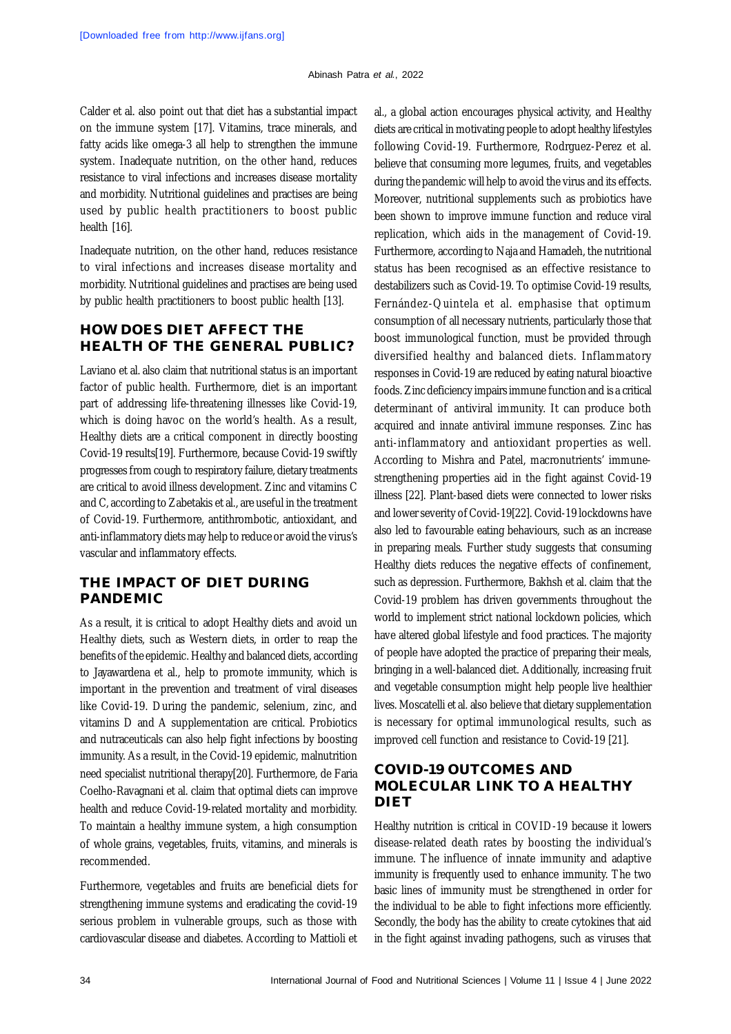Calder et al. also point out that diet has a substantial impact on the immune system [17]. Vitamins, trace minerals, and fatty acids like omega-3 all help to strengthen the immune system. Inadequate nutrition, on the other hand, reduces resistance to viral infections and increases disease mortality and morbidity. Nutritional guidelines and practises are being used by public health practitioners to boost public health [16].

Inadequate nutrition, on the other hand, reduces resistance to viral infections and increases disease mortality and morbidity. Nutritional guidelines and practises are being used by public health practitioners to boost public health [13].

## HOW DOES DIET AFFECT THE HEALTH OF THE GENERAL PUBLIC?

Laviano et al. also claim that nutritional status is an important factor of public health. Furthermore, diet is an important part of addressing life-threatening illnesses like Covid-19, which is doing havoc on the world's health. As a result, Healthy diets are a critical component in directly boosting Covid-19 results[19]. Furthermore, because Covid-19 swiftly progresses from cough to respiratory failure, dietary treatments are critical to avoid illness development. Zinc and vitamins C and C, according to Zabetakis et al., are useful in the treatment of Covid-19. Furthermore, antithrombotic, antioxidant, and anti-inflammatory diets may help to reduce or avoid the virus's vascular and inflammatory effects.

## THE IMPACT OF DIET DURING PANDEMIC

As a result, it is critical to adopt Healthy diets and avoid un Healthy diets, such as Western diets, in order to reap the benefits of the epidemic. Healthy and balanced diets, according to Jayawardena et al., help to promote immunity, which is important in the prevention and treatment of viral diseases like Covid-19. During the pandemic, selenium, zinc, and vitamins D and A supplementation are critical. Probiotics and nutraceuticals can also help fight infections by boosting immunity. As a result, in the Covid-19 epidemic, malnutrition need specialist nutritional therapy[20]. Furthermore, de Faria Coelho-Ravagnani et al. claim that optimal diets can improve health and reduce Covid-19-related mortality and morbidity. To maintain a healthy immune system, a high consumption of whole grains, vegetables, fruits, vitamins, and minerals is recommended.

Furthermore, vegetables and fruits are beneficial diets for strengthening immune systems and eradicating the covid-19 serious problem in vulnerable groups, such as those with cardiovascular disease and diabetes. According to Mattioli et al., a global action encourages physical activity, and Healthy diets are critical in motivating people to adopt healthy lifestyles following Covid-19. Furthermore, Rodrguez-Perez et al. believe that consuming more legumes, fruits, and vegetables during the pandemic will help to avoid the virus and its effects. Moreover, nutritional supplements such as probiotics have been shown to improve immune function and reduce viral replication, which aids in the management of Covid-19. Furthermore, according to Naja and Hamadeh, the nutritional status has been recognised as an effective resistance to destabilizers such as Covid-19. To optimise Covid-19 results, Fernández-Quintela et al. emphasise that optimum consumption of all necessary nutrients, particularly those that boost immunological function, must be provided through diversified healthy and balanced diets. Inflammatory responses in Covid-19 are reduced by eating natural bioactive foods. Zinc deficiency impairs immune function and is a critical determinant of antiviral immunity. It can produce both acquired and innate antiviral immune responses. Zinc has anti-inflammatory and antioxidant properties as well. According to Mishra and Patel, macronutrients' immune-strengthening properties aid in the fight against Covid-19 illness [22]. Plant-based diets were connected to lower risks and lower severity of Covid-19[22]. Covid-19 lockdowns have also led to favourable eating behaviours, such as an increase in preparing meals. Further study suggests that consuming Healthy diets reduces the negative effects of confinement, such as depression. Furthermore, Bakhsh et al. claim that the Covid-19 problem has driven governments throughout the world to implement strict national lockdown policies, which have altered global lifestyle and food practices. The majority of people have adopted the practice of preparing their meals, bringing in a well-balanced diet. Additionally, increasing fruit and vegetable consumption might help people live healthier lives. Moscatelli et al. also believe that dietary supplementation is necessary for optimal immunological results, such as improved cell function and resistance to Covid-19 [21].

## COVID-19 OUTCOMES AND MOLECULAR LINK TO A HEALTHY DIET

Healthy nutrition is critical in COVID-19 because it lowers disease-related death rates by boosting the individual's immune. The influence of innate immunity and adaptive immunity is frequently used to enhance immunity. The two basic lines of immunity must be strengthened in order for the individual to be able to fight infections more efficiently. Secondly, the body has the ability to create cytokines that aid in the fight against invading pathogens, such as viruses that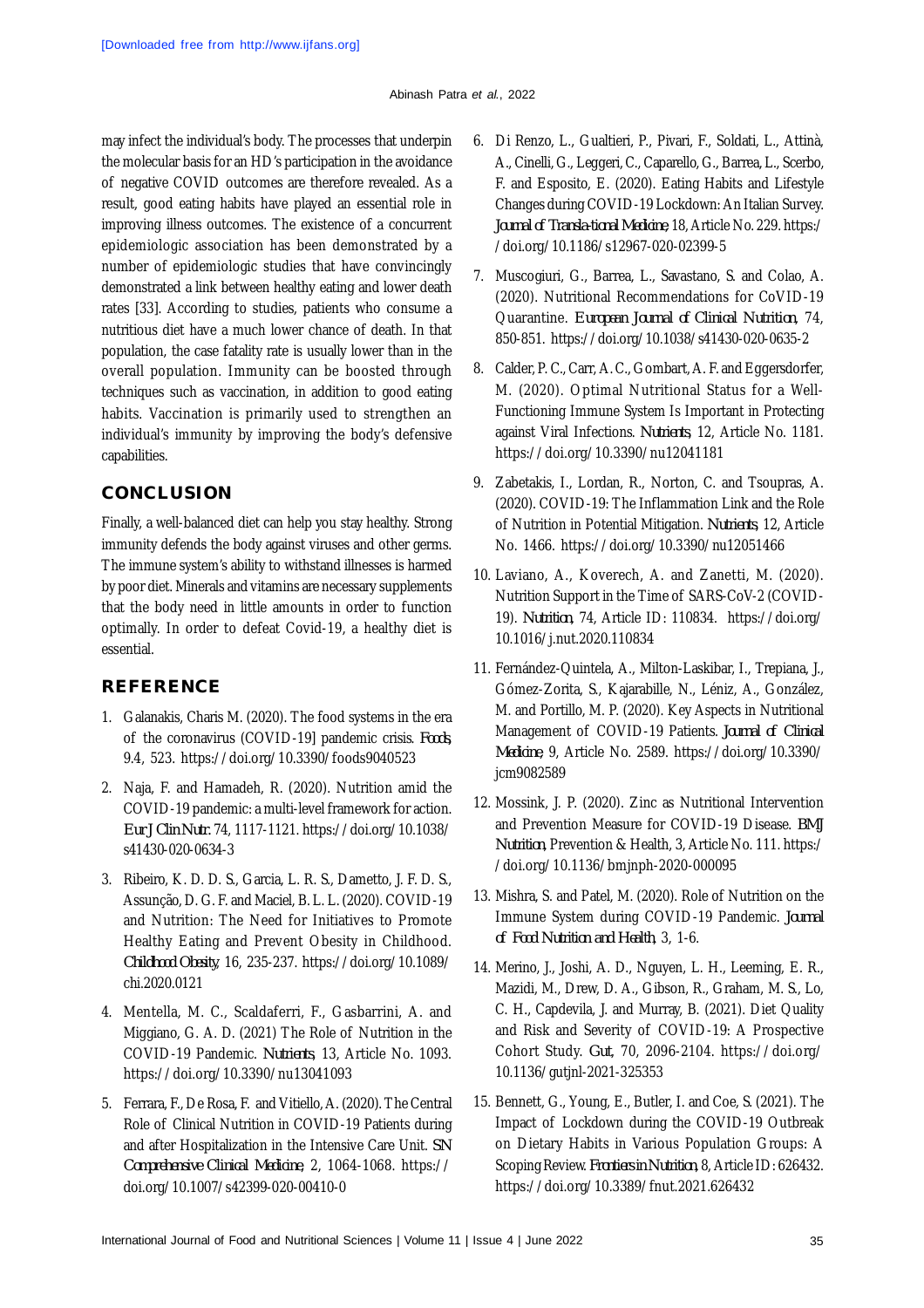may infect the individual's body. The processes that underpin the molecular basis for an HD's participation in the avoidance of negative COVID outcomes are therefore revealed. As a result, good eating habits have played an essential role in improving illness outcomes. The existence of a concurrent epidemiologic association has been demonstrated by a number of epidemiologic studies that have convincingly demonstrated a link between healthy eating and lower death rates [33]. According to studies, patients who consume a nutritious diet have a much lower chance of death. In that population, the case fatality rate is usually lower than in the overall population. Immunity can be boosted through techniques such as vaccination, in addition to good eating habits. Vaccination is primarily used to strengthen an individual's immunity by improving the body's defensive capabilities.

## CONCLUSION

Finally, a well-balanced diet can help you stay healthy. Strong immunity defends the body against viruses and other germs. The immune system's ability to withstand illnesses is harmed by poor diet. Minerals and vitamins are necessary supplements that the body need in little amounts in order to function optimally. In order to defeat Covid-19, a healthy diet is essential.

## REFERENCE

1. Galanakis, Charis M. (2020). The food systems in the era of the coronavirus (COVID-19] pandemic crisis. *Foods*, 9.4, 523. https://doi.org/10.3390/foods9040523
2. Naja, F. and Hamadeh, R. (2020). Nutrition amid the COVID-19 pandemic: a multi-level framework for action. *Eur J Clin Nutr.* 74, 1117-1121. https://doi.org/10.1038/s41430-020-0634-3
3. Ribeiro, K. D. D. S., Garcia, L. R. S., Dametto, J. F. D. S., Assunção, D. G. F. and Maciel, B. L. L. (2020). COVID-19 and Nutrition: The Need for Initiatives to Promote Healthy Eating and Prevent Obesity in Childhood. *Childhood Obesity*, 16, 235-237. https://doi.org/10.1089/chi.2020.0121
4. Mentella, M. C., Scaldaferri, F., Gasbarrini, A. and Miggiano, G. A. D. (2021) The Role of Nutrition in the COVID-19 Pandemic. *Nutrients*, 13, Article No. 1093. https://doi.org/10.3390/nu13041093
5. Ferrara, F., De Rosa, F. and Vitiello, A. (2020). The Central Role of Clinical Nutrition in COVID-19 Patients during and after Hospitalization in the Intensive Care Unit. *SN Comprehensive Clinical Medicine*, 2, 1064-1068. https://doi.org/10.1007/s42399-020-00410-0
6. Di Renzo, L., Gualtieri, P., Pivari, F., Soldati, L., Attinà, A., Cinelli, G., Leggeri, C., Caparello, G., Barrea, L., Scerbo, F. and Esposito, E. (2020). Eating Habits and Lifestyle Changes during COVID-19 Lockdown: An Italian Survey. *Journal of Transla-tional Medicine*, 18, Article No. 229. https://doi.org/10.1186/s12967-020-02399-5
7. Muscogiuri, G., Barrea, L., Savastano, S. and Colao, A. (2020). Nutritional Recommendations for CoVID-19 Quarantine. *European Journal of Clinical Nutrition*, 74, 850-851. https://doi.org/10.1038/s41430-020-0635-2
8. Calder, P. C., Carr, A. C., Gombart, A. F. and Eggersdorfer, M. (2020). Optimal Nutritional Status for a Well-Functioning Immune System Is Important in Protecting against Viral Infections. *Nutrients*, 12, Article No. 1181. https://doi.org/10.3390/nu12041181
9. Zabetakis, I., Lordan, R., Norton, C. and Tsoupras, A. (2020). COVID-19: The Inflammation Link and the Role of Nutrition in Potential Mitigation. *Nutrients*, 12, Article No. 1466. https://doi.org/10.3390/nu12051466
10. Laviano, A., Koverech, A. and Zanetti, M. (2020). Nutrition Support in the Time of SARS-CoV-2 (COVID-19). *Nutrition*, 74, Article ID: 110834. https://doi.org/10.1016/j.nut.2020.110834
11. Fernández-Quintela, A., Milton-Laskibar, I., Trepiana, J., Gómez-Zorita, S., Kajarabille, N., Léniz, A., González, M. and Portillo, M. P. (2020). Key Aspects in Nutritional Management of COVID-19 Patients. *Journal of Clinical Medicine*, 9, Article No. 2589. https://doi.org/10.3390/jcm9082589
12. Mossink, J. P. (2020). Zinc as Nutritional Intervention and Prevention Measure for COVID-19 Disease. *BMJ Nutrition*, Prevention & Health, 3, Article No. 111. https://doi.org/10.1136/bmjnph-2020-000095
13. Mishra, S. and Patel, M. (2020). Role of Nutrition on the Immune System during COVID-19 Pandemic. *Journal of Food Nutrition and Health*, 3, 1-6.
14. Merino, J., Joshi, A. D., Nguyen, L. H., Leeming, E. R., Mazidi, M., Drew, D. A., Gibson, R., Graham, M. S., Lo, C. H., Capdevila, J. and Murray, B. (2021). Diet Quality and Risk and Severity of COVID-19: A Prospective Cohort Study. *Gut*, 70, 2096-2104. https://doi.org/10.1136/gutjnl-2021-325353
15. Bennett, G., Young, E., Butler, I. and Coe, S. (2021). The Impact of Lockdown during the COVID-19 Outbreak on Dietary Habits in Various Population Groups: A Scoping Review. *Frontiers in Nutrition*, 8, Article ID: 626432. https://doi.org/10.3389/fnut.2021.626432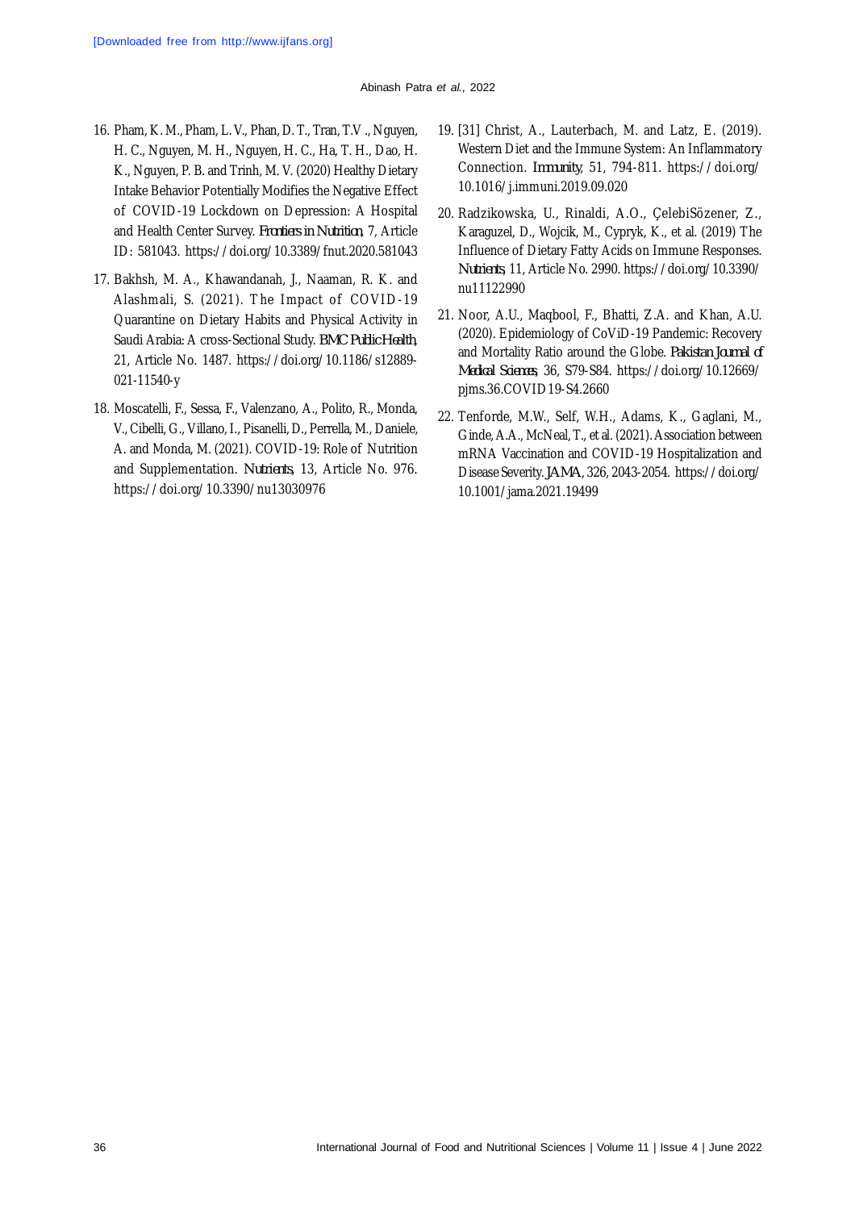16. Pham, K. M., Pham, L. V., Phan, D. T., Tran, T.V ., Nguyen, H. C., Nguyen, M. H., Nguyen, H. C., Ha, T. H., Dao, H. K., Nguyen, P. B. and Trinh, M. V. (2020) Healthy Dietary Intake Behavior Potentially Modifies the Negative Effect of COVID-19 Lockdown on Depression: A Hospital and Health Center Survey. *Frontiers in Nutrition*, 7, Article ID: 581043. https://doi.org/10.3389/fnut.2020.581043

17. Bakhsh, M. A., Khawandanah, J., Naaman, R. K. and Alashmali, S. (2021). The Impact of COVID-19 Quarantine on Dietary Habits and Physical Activity in Saudi Arabia: A cross-Sectional Study. *BMC Public Health*, 21, Article No. 1487. https://doi.org/10.1186/s12889-021-11540-y

18. Moscatelli, F., Sessa, F., Valenzano, A., Polito, R., Monda, V., Cibelli, G., Villano, I., Pisanelli, D., Perrella, M., Daniele, A. and Monda, M. (2021). COVID-19: Role of Nutrition and Supplementation. *Nutrients*, 13, Article No. 976. https://doi.org/10.3390/nu13030976

19. [31] Christ, A., Lauterbach, M. and Latz, E. (2019). Western Diet and the Immune System: An Inflammatory Connection. *Immunity*, 51, 794-811. https://doi.org/10.1016/j.immuni.2019.09.020

20. Radzikowska, U., Rinaldi, A.O., ÇelebiSözener, Z., Karaguzel, D., Wojcik, M., Cypryk, K., et al. (2019) The Influence of Dietary Fatty Acids on Immune Responses. *Nutrients*, 11, Article No. 2990. https://doi.org/10.3390/nu11122990

21. Noor, A.U., Maqbool, F., Bhatti, Z.A. and Khan, A.U. (2020). Epidemiology of CoViD-19 Pandemic: Recovery and Mortality Ratio around the Globe. *Pakistan Journal of Medical Sciences*, 36, S79-S84. https://doi.org/10.12669/pjms.36.COVID19-S4.2660

22. Tenforde, M.W., Self, W.H., Adams, K., Gaglani, M., Ginde, A.A., McNeal, T., et al. (2021). Association between mRNA Vaccination and COVID-19 Hospitalization and Disease Severity. *JAMA*, 326, 2043-2054. https://doi.org/10.1001/jama.2021.19499